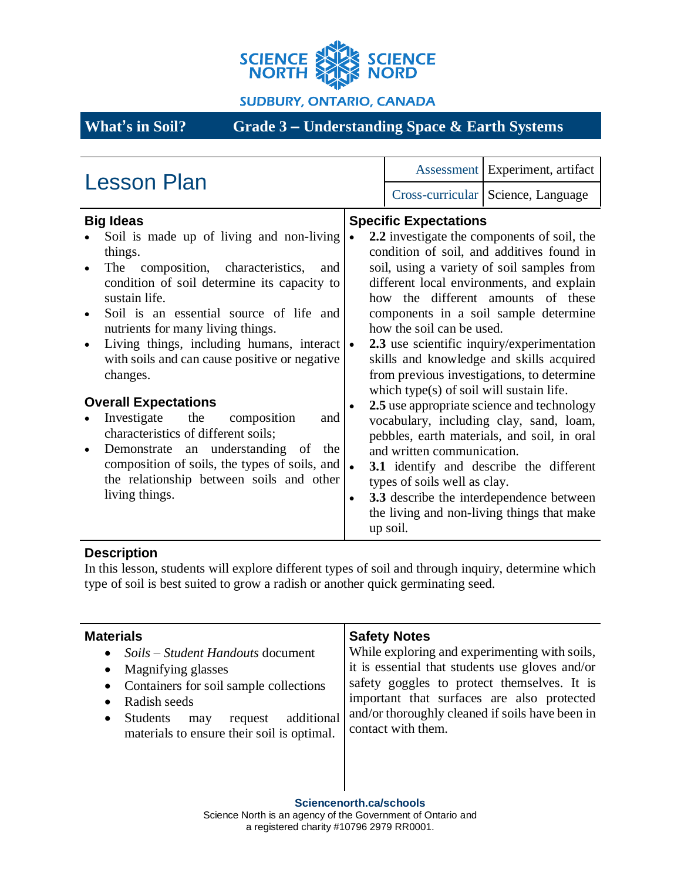SCIENCE NORTH SCIENCE NORD

SUDBURY, ONTARIO, CANADA

# What's in Soil? Grade 3 – Understanding Space & Earth Systems

## Lesson Plan

| Assessment | Experiment, artifact |
| --- | --- |
| Cross-curricular | Science, Language |

### Big Ideas

- Soil is made up of living and non-living things.
- The composition, characteristics, and condition of soil determine its capacity to sustain life.
- Soil is an essential source of life and nutrients for many living things.
- Living things, including humans, interact with soils and can cause positive or negative changes.

### Overall Expectations

- Investigate the composition and characteristics of different soils;
- Demonstrate an understanding of the composition of soils, the types of soils, and the relationship between soils and other living things.

### Specific Expectations

- **2.2** investigate the components of soil, the condition of soil, and additives found in soil, using a variety of soil samples from different local environments, and explain how the different amounts of these components in a soil sample determine how the soil can be used.
- **2.3** use scientific inquiry/experimentation skills and knowledge and skills acquired from previous investigations, to determine which type(s) of soil will sustain life.
- **2.5** use appropriate science and technology vocabulary, including clay, sand, loam, pebbles, earth materials, and soil, in oral and written communication.
- **3.1** identify and describe the different types of soils well as clay.
- **3.3** describe the interdependence between the living and non-living things that make up soil.

### Description

In this lesson, students will explore different types of soil and through inquiry, determine which type of soil is best suited to grow a radish or another quick germinating seed.

### Materials

- *Soils – Student Handouts* document
- Magnifying glasses
- Containers for soil sample collections
- Radish seeds
- Students may request additional materials to ensure their soil is optimal.

### Safety Notes

While exploring and experimenting with soils, it is essential that students use gloves and/or safety goggles to protect themselves. It is important that surfaces are also protected and/or thoroughly cleaned if soils have been in contact with them.

**Sciencenorth.ca/schools**
Science North is an agency of the Government of Ontario and a registered charity #10796 2979 RR0001.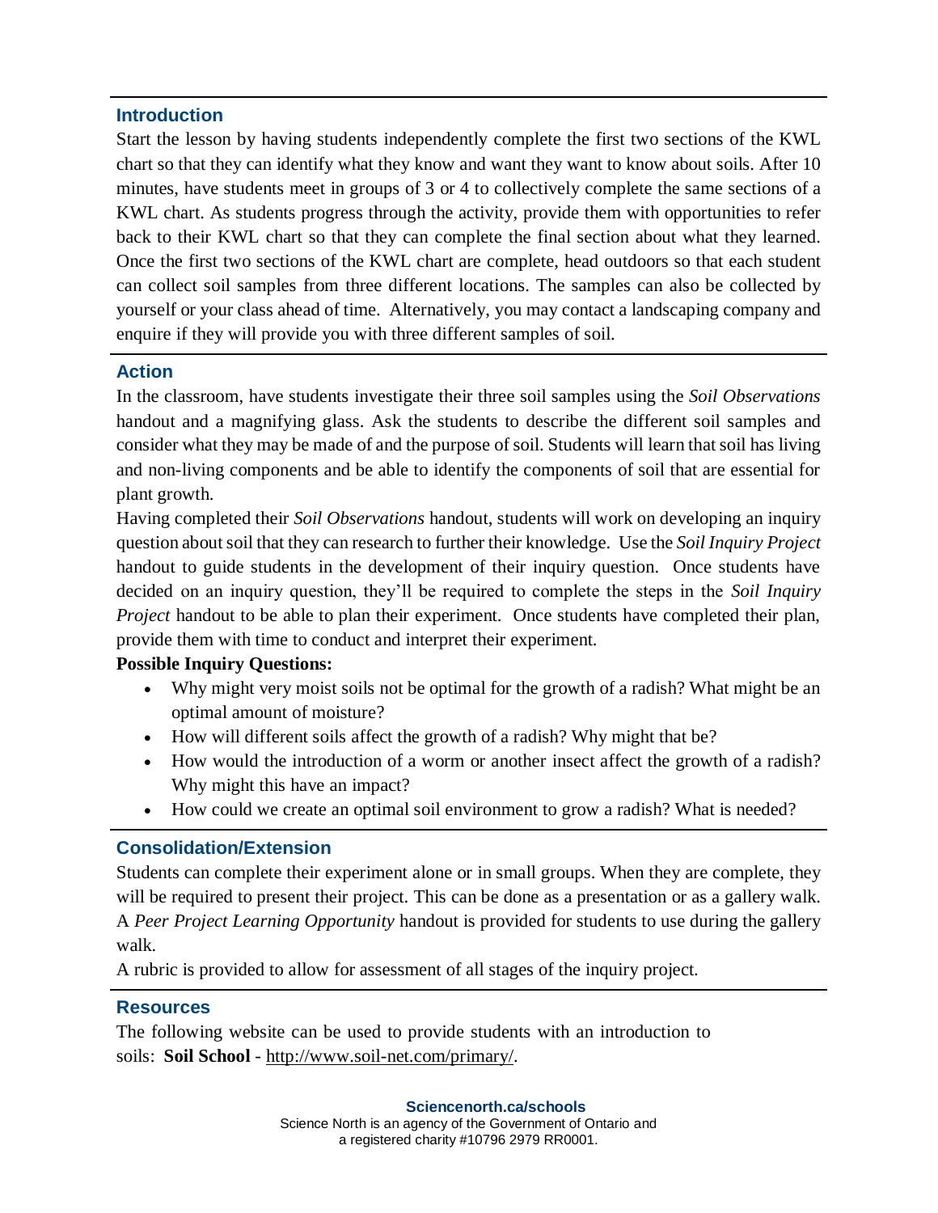## Introduction

Start the lesson by having students independently complete the first two sections of the KWL chart so that they can identify what they know and want they want to know about soils. After 10 minutes, have students meet in groups of 3 or 4 to collectively complete the same sections of a KWL chart. As students progress through the activity, provide them with opportunities to refer back to their KWL chart so that they can complete the final section about what they learned. Once the first two sections of the KWL chart are complete, head outdoors so that each student can collect soil samples from three different locations. The samples can also be collected by yourself or your class ahead of time. Alternatively, you may contact a landscaping company and enquire if they will provide you with three different samples of soil.

## Action

In the classroom, have students investigate their three soil samples using the *Soil Observations* handout and a magnifying glass. Ask the students to describe the different soil samples and consider what they may be made of and the purpose of soil. Students will learn that soil has living and non-living components and be able to identify the components of soil that are essential for plant growth.

Having completed their *Soil Observations* handout, students will work on developing an inquiry question about soil that they can research to further their knowledge. Use the *Soil Inquiry Project* handout to guide students in the development of their inquiry question. Once students have decided on an inquiry question, they'll be required to complete the steps in the *Soil Inquiry Project* handout to be able to plan their experiment. Once students have completed their plan, provide them with time to conduct and interpret their experiment.

**Possible Inquiry Questions:**

- Why might very moist soils not be optimal for the growth of a radish? What might be an optimal amount of moisture?
- How will different soils affect the growth of a radish? Why might that be?
- How would the introduction of a worm or another insect affect the growth of a radish? Why might this have an impact?
- How could we create an optimal soil environment to grow a radish? What is needed?

## Consolidation/Extension

Students can complete their experiment alone or in small groups. When they are complete, they will be required to present their project. This can be done as a presentation or as a gallery walk. A *Peer Project Learning Opportunity* handout is provided for students to use during the gallery walk.

A rubric is provided to allow for assessment of all stages of the inquiry project.

## Resources

The following website can be used to provide students with an introduction to soils: **Soil School** - http://www.soil-net.com/primary/.

**Sciencenorth.ca/schools**

Science North is an agency of the Government of Ontario and a registered charity #10796 2979 RR0001.